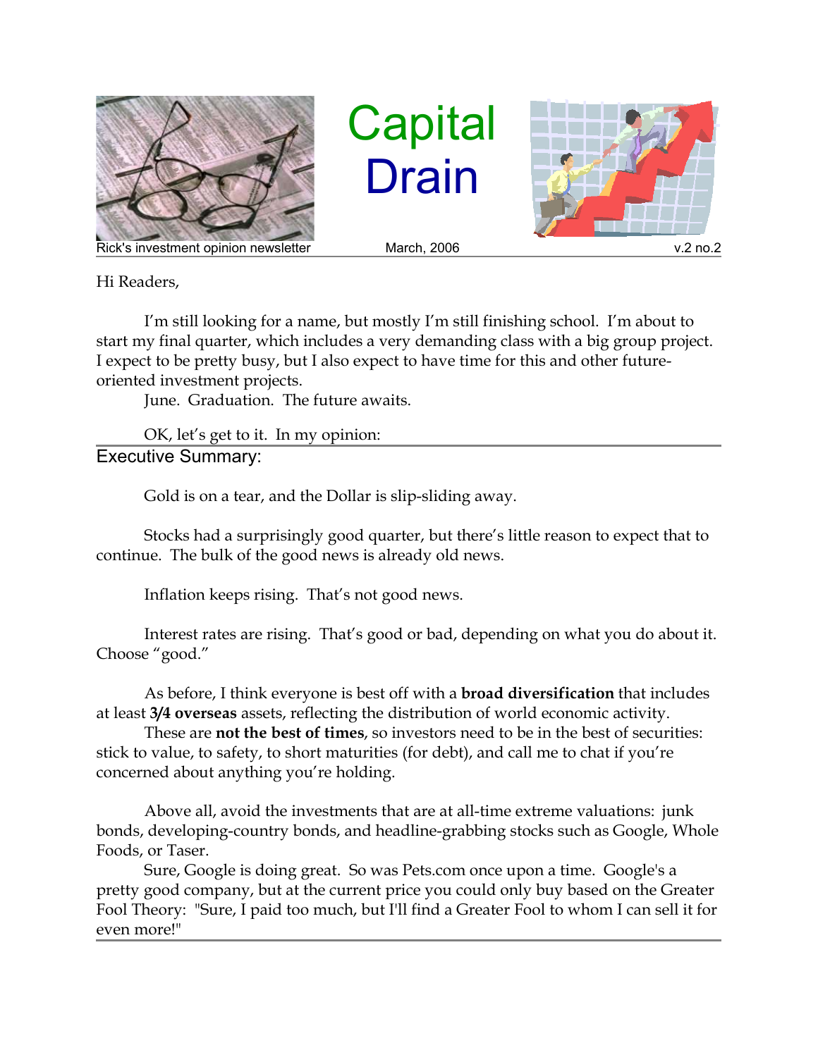# Capital Drain

Rick's investment opinion newsletter — March, 2006 — v.2 no.2

Hi Readers,

I'm still looking for a name, but mostly I'm still finishing school. I'm about to start my final quarter, which includes a very demanding class with a big group project. I expect to be pretty busy, but I also expect to have time for this and other future-oriented investment projects.

June. Graduation. The future awaits.

OK, let's get to it. In my opinion:

## Executive Summary:

Gold is on a tear, and the Dollar is slip-sliding away.

Stocks had a surprisingly good quarter, but there's little reason to expect that to continue. The bulk of the good news is already old news.

Inflation keeps rising. That's not good news.

Interest rates are rising. That's good or bad, depending on what you do about it. Choose "good."

As before, I think everyone is best off with a **broad diversification** that includes at least **3/4 overseas** assets, reflecting the distribution of world economic activity.

These are **not the best of times**, so investors need to be in the best of securities: stick to value, to safety, to short maturities (for debt), and call me to chat if you're concerned about anything you're holding.

Above all, avoid the investments that are at all-time extreme valuations: junk bonds, developing-country bonds, and headline-grabbing stocks such as Google, Whole Foods, or Taser.

Sure, Google is doing great. So was Pets.com once upon a time. Google's a pretty good company, but at the current price you could only buy based on the Greater Fool Theory: "Sure, I paid too much, but I'll find a Greater Fool to whom I can sell it for even more!"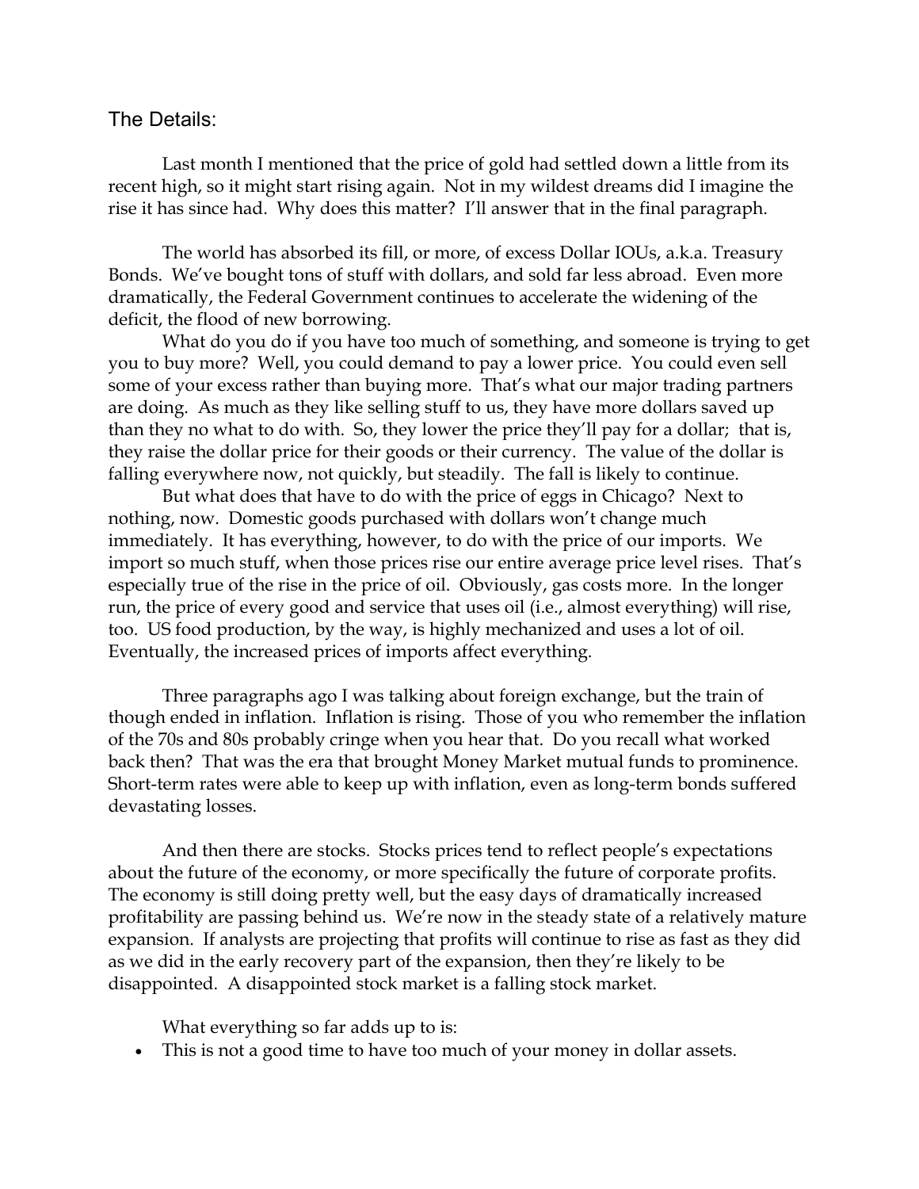## The Details:

Last month I mentioned that the price of gold had settled down a little from its recent high, so it might start rising again. Not in my wildest dreams did I imagine the rise it has since had. Why does this matter? I'll answer that in the final paragraph.

The world has absorbed its fill, or more, of excess Dollar IOUs, a.k.a. Treasury Bonds. We've bought tons of stuff with dollars, and sold far less abroad. Even more dramatically, the Federal Government continues to accelerate the widening of the deficit, the flood of new borrowing.

What do you do if you have too much of something, and someone is trying to get you to buy more? Well, you could demand to pay a lower price. You could even sell some of your excess rather than buying more. That's what our major trading partners are doing. As much as they like selling stuff to us, they have more dollars saved up than they no what to do with. So, they lower the price they'll pay for a dollar; that is, they raise the dollar price for their goods or their currency. The value of the dollar is falling everywhere now, not quickly, but steadily. The fall is likely to continue.

But what does that have to do with the price of eggs in Chicago? Next to nothing, now. Domestic goods purchased with dollars won't change much immediately. It has everything, however, to do with the price of our imports. We import so much stuff, when those prices rise our entire average price level rises. That's especially true of the rise in the price of oil. Obviously, gas costs more. In the longer run, the price of every good and service that uses oil (i.e., almost everything) will rise, too. US food production, by the way, is highly mechanized and uses a lot of oil. Eventually, the increased prices of imports affect everything.

Three paragraphs ago I was talking about foreign exchange, but the train of though ended in inflation. Inflation is rising. Those of you who remember the inflation of the 70s and 80s probably cringe when you hear that. Do you recall what worked back then? That was the era that brought Money Market mutual funds to prominence. Short-term rates were able to keep up with inflation, even as long-term bonds suffered devastating losses.

And then there are stocks. Stocks prices tend to reflect people's expectations about the future of the economy, or more specifically the future of corporate profits. The economy is still doing pretty well, but the easy days of dramatically increased profitability are passing behind us. We're now in the steady state of a relatively mature expansion. If analysts are projecting that profits will continue to rise as fast as they did as we did in the early recovery part of the expansion, then they're likely to be disappointed. A disappointed stock market is a falling stock market.

What everything so far adds up to is:

- This is not a good time to have too much of your money in dollar assets.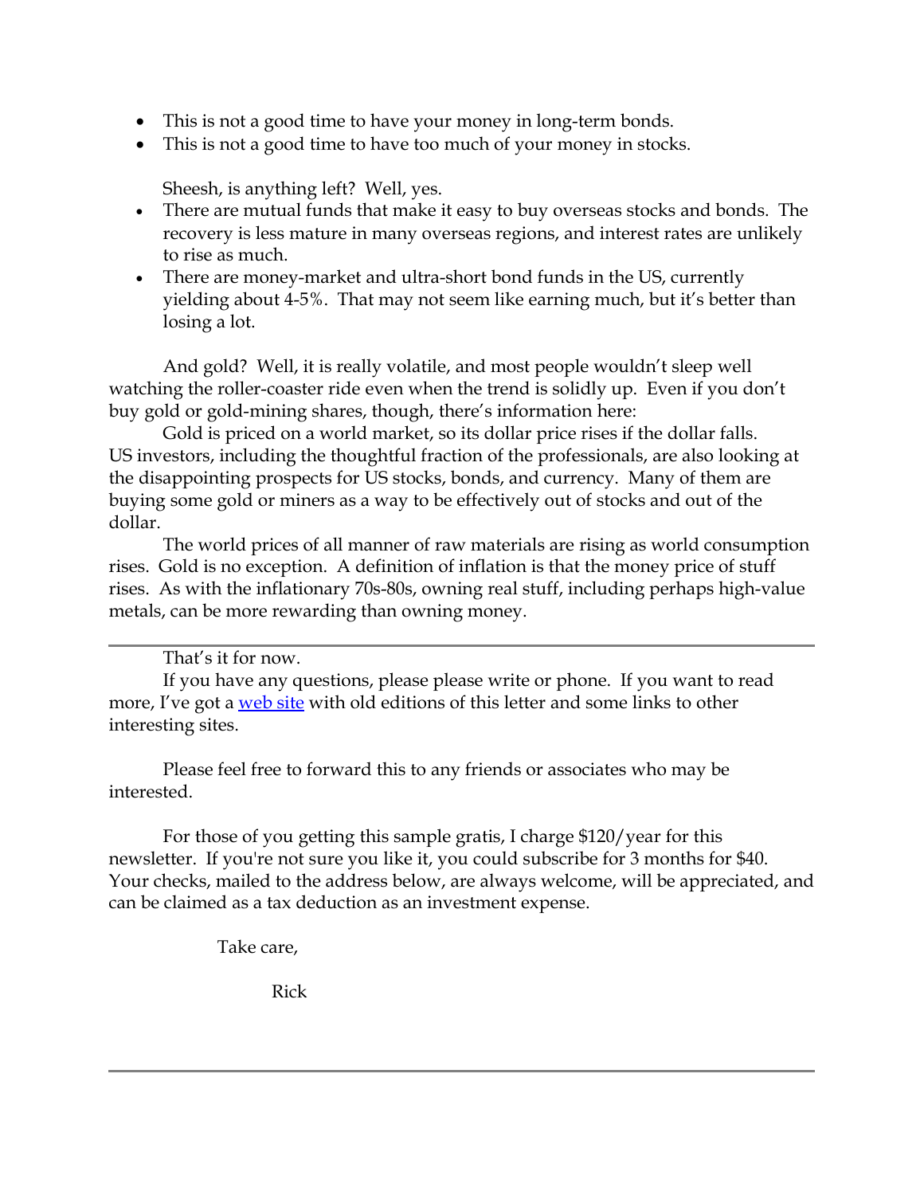- This is not a good time to have your money in long-term bonds.
- This is not a good time to have too much of your money in stocks.

Sheesh, is anything left? Well, yes.

- There are mutual funds that make it easy to buy overseas stocks and bonds. The recovery is less mature in many overseas regions, and interest rates are unlikely to rise as much.
- There are money-market and ultra-short bond funds in the US, currently yielding about 4-5%. That may not seem like earning much, but it's better than losing a lot.

And gold? Well, it is really volatile, and most people wouldn't sleep well watching the roller-coaster ride even when the trend is solidly up. Even if you don't buy gold or gold-mining shares, though, there's information here:

Gold is priced on a world market, so its dollar price rises if the dollar falls. US investors, including the thoughtful fraction of the professionals, are also looking at the disappointing prospects for US stocks, bonds, and currency. Many of them are buying some gold or miners as a way to be effectively out of stocks and out of the dollar.

The world prices of all manner of raw materials are rising as world consumption rises. Gold is no exception. A definition of inflation is that the money price of stuff rises. As with the inflationary 70s-80s, owning real stuff, including perhaps high-value metals, can be more rewarding than owning money.

---

That's it for now.

If you have any questions, please please write or phone. If you want to read more, I've got a web site with old editions of this letter and some links to other interesting sites.

Please feel free to forward this to any friends or associates who may be interested.

For those of you getting this sample gratis, I charge $120/year for this newsletter. If you're not sure you like it, you could subscribe for 3 months for $40. Your checks, mailed to the address below, are always welcome, will be appreciated, and can be claimed as a tax deduction as an investment expense.

Take care,

Rick

---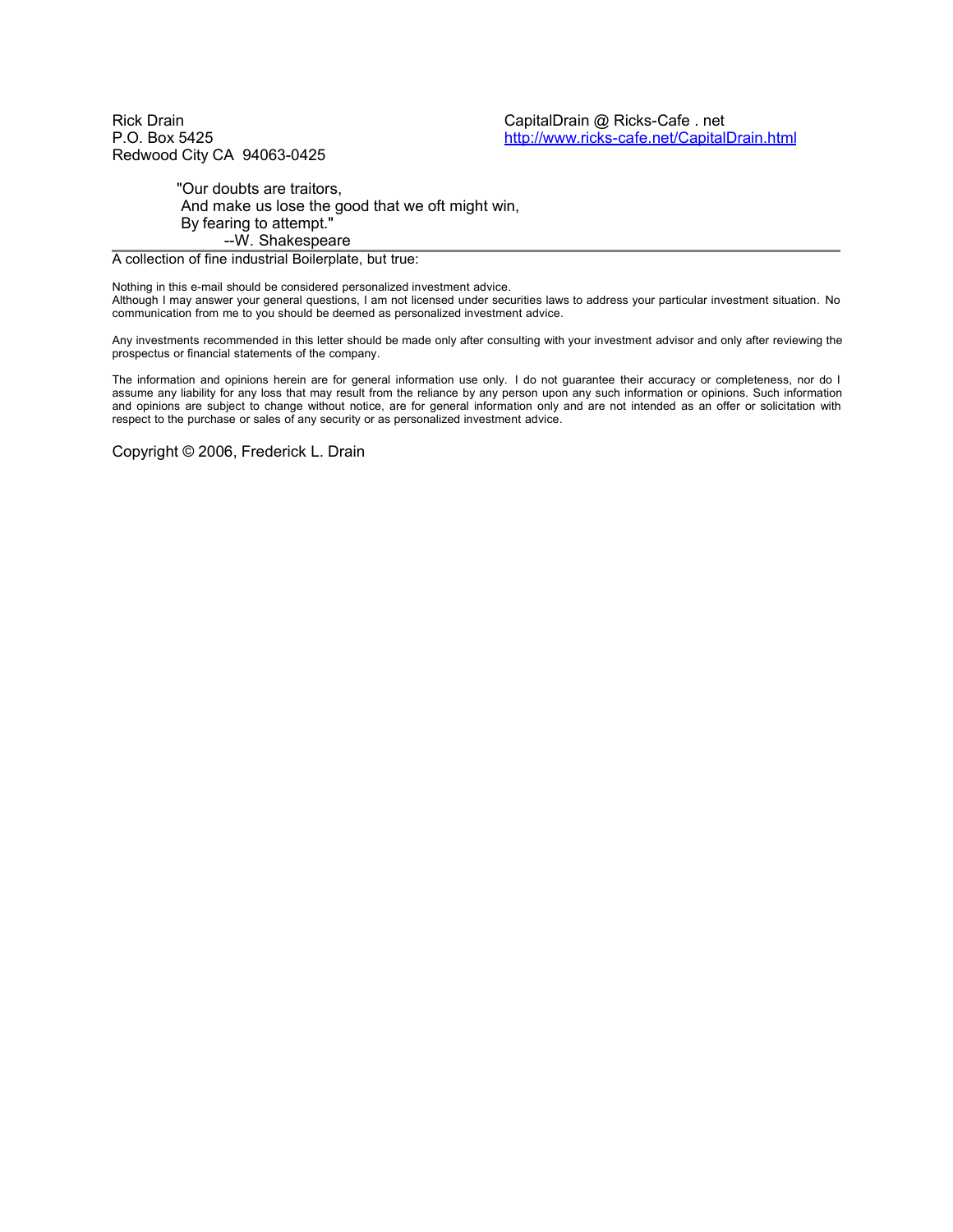Rick Drain
P.O. Box 5425
Redwood City CA 94063-0425

CapitalDrain @ Ricks-Cafe . net
http://www.ricks-cafe.net/CapitalDrain.html

"Our doubts are traitors,
And make us lose the good that we oft might win,
By fearing to attempt."
--W. Shakespeare

---

A collection of fine industrial Boilerplate, but true:

Nothing in this e-mail should be considered personalized investment advice.
Although I may answer your general questions, I am not licensed under securities laws to address your particular investment situation. No communication from me to you should be deemed as personalized investment advice.

Any investments recommended in this letter should be made only after consulting with your investment advisor and only after reviewing the prospectus or financial statements of the company.

The information and opinions herein are for general information use only. I do not guarantee their accuracy or completeness, nor do I assume any liability for any loss that may result from the reliance by any person upon any such information or opinions. Such information and opinions are subject to change without notice, are for general information only and are not intended as an offer or solicitation with respect to the purchase or sales of any security or as personalized investment advice.

Copyright © 2006, Frederick L. Drain